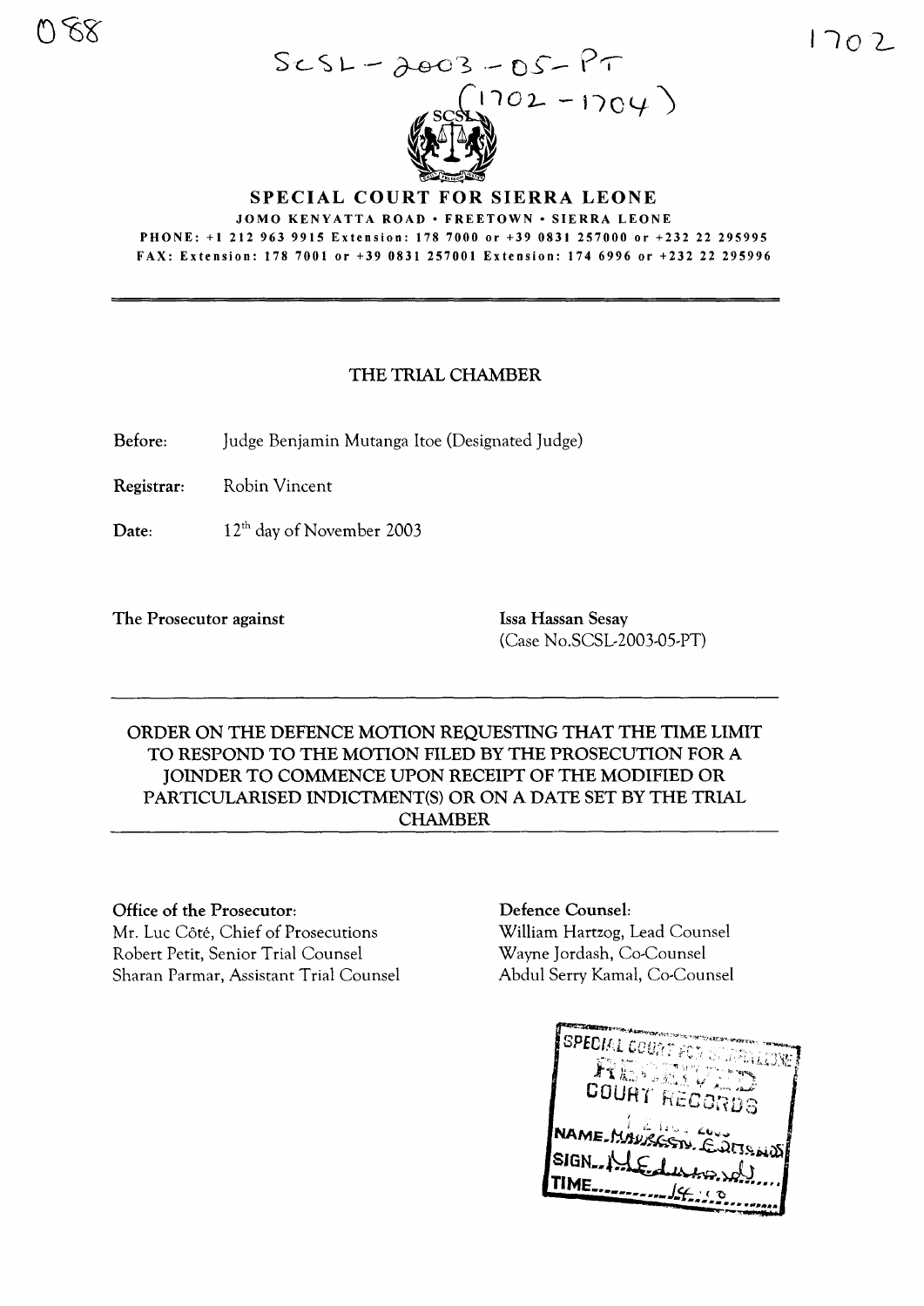SCSL-2003-05-PT
(1702-1704)

# SPECIAL COURT FOR SIERRA LEONE

JOMO KENYATTA ROAD • FREETOWN • SIERRA LEONE

PHONE: +1 212 963 9915 Extension: 178 7000 or +39 0831 257000 or +232 22 295995

FAX: Extension: 178 7001 or +39 0831 257001 Extension: 174 6996 or +232 22 295996

## THE TRIAL CHAMBER

**Before:** Judge Benjamin Mutanga Itoe (Designated Judge)

**Registrar:** Robin Vincent

**Date:** 12th day of November 2003

**The Prosecutor against** **Issa Hassan Sesay**
(Case No.SCSL-2003-05-PT)

## ORDER ON THE DEFENCE MOTION REQUESTING THAT THE TIME LIMIT TO RESPOND TO THE MOTION FILED BY THE PROSECUTION FOR A JOINDER TO COMMENCE UPON RECEIPT OF THE MODIFIED OR PARTICULARISED INDICTMENT(S) OR ON A DATE SET BY THE TRIAL CHAMBER

**Office of the Prosecutor:**
Mr. Luc Côté, Chief of Prosecutions
Robert Petit, Senior Trial Counsel
Sharan Parmar, Assistant Trial Counsel

**Defence Counsel:**
William Hartzog, Lead Counsel
Wayne Jordash, Co-Counsel
Abdul Serry Kamal, Co-Counsel

SPECIAL COURT FOR SIERRA LEONE
RECEIVED
COURT RECORDS
NAME: MAUREEN EDMONDS
SIGN: M Edmonds
TIME: 14:10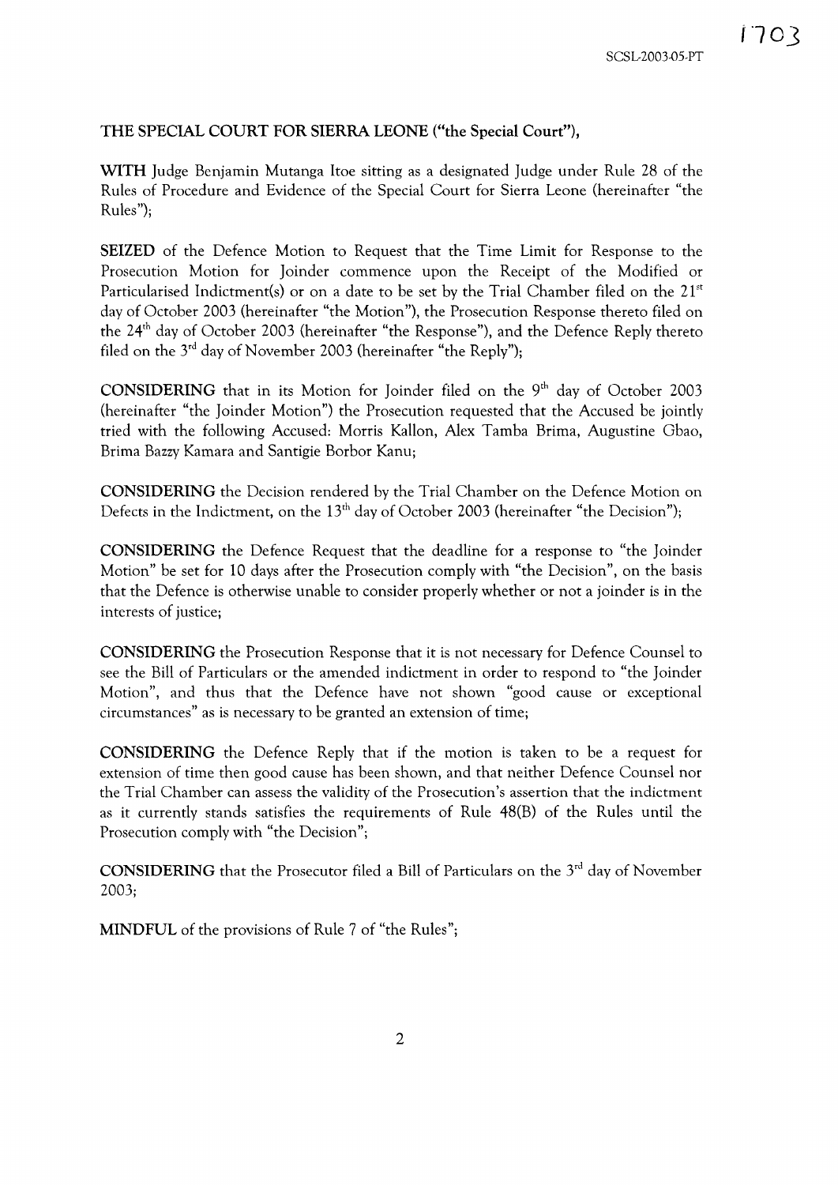**THE SPECIAL COURT FOR SIERRA LEONE ("the Special Court"),**

**WITH** Judge Benjamin Mutanga Itoe sitting as a designated Judge under Rule 28 of the Rules of Procedure and Evidence of the Special Court for Sierra Leone (hereinafter "the Rules");

**SEIZED** of the Defence Motion to Request that the Time Limit for Response to the Prosecution Motion for Joinder commence upon the Receipt of the Modified or Particularised Indictment(s) or on a date to be set by the Trial Chamber filed on the 21st day of October 2003 (hereinafter "the Motion"), the Prosecution Response thereto filed on the 24th day of October 2003 (hereinafter "the Response"), and the Defence Reply thereto filed on the 3rd day of November 2003 (hereinafter "the Reply");

**CONSIDERING** that in its Motion for Joinder filed on the 9th day of October 2003 (hereinafter "the Joinder Motion") the Prosecution requested that the Accused be jointly tried with the following Accused: Morris Kallon, Alex Tamba Brima, Augustine Gbao, Brima Bazzy Kamara and Santigie Borbor Kanu;

**CONSIDERING** the Decision rendered by the Trial Chamber on the Defence Motion on Defects in the Indictment, on the 13th day of October 2003 (hereinafter "the Decision");

**CONSIDERING** the Defence Request that the deadline for a response to "the Joinder Motion" be set for 10 days after the Prosecution comply with "the Decision", on the basis that the Defence is otherwise unable to consider properly whether or not a joinder is in the interests of justice;

**CONSIDERING** the Prosecution Response that it is not necessary for Defence Counsel to see the Bill of Particulars or the amended indictment in order to respond to "the Joinder Motion", and thus that the Defence have not shown "good cause or exceptional circumstances" as is necessary to be granted an extension of time;

**CONSIDERING** the Defence Reply that if the motion is taken to be a request for extension of time then good cause has been shown, and that neither Defence Counsel nor the Trial Chamber can assess the validity of the Prosecution's assertion that the indictment as it currently stands satisfies the requirements of Rule 48(B) of the Rules until the Prosecution comply with "the Decision";

**CONSIDERING** that the Prosecutor filed a Bill of Particulars on the 3rd day of November 2003;

**MINDFUL** of the provisions of Rule 7 of "the Rules";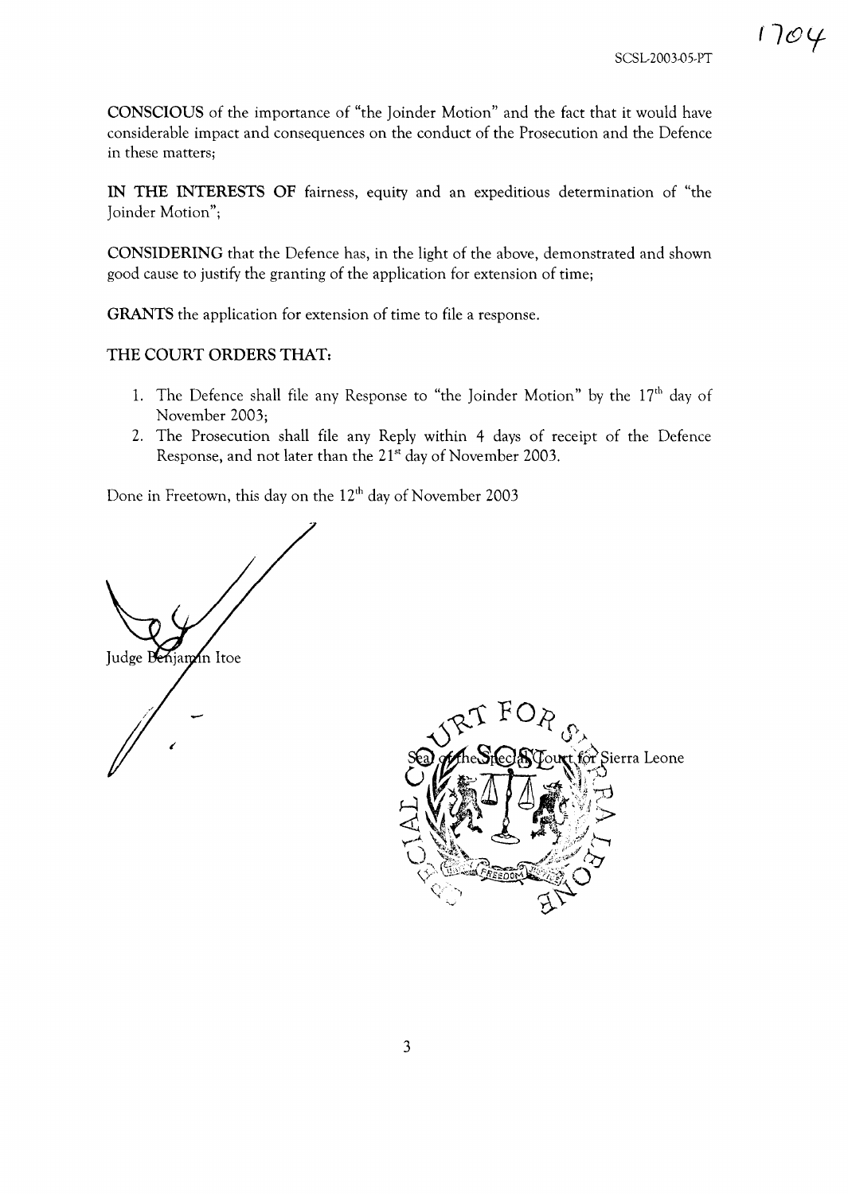**CONSCIOUS** of the importance of "the Joinder Motion" and the fact that it would have considerable impact and consequences on the conduct of the Prosecution and the Defence in these matters;

**IN THE INTERESTS OF** fairness, equity and an expeditious determination of "the Joinder Motion";

**CONSIDERING** that the Defence has, in the light of the above, demonstrated and shown good cause to justify the granting of the application for extension of time;

**GRANTS** the application for extension of time to file a response.

**THE COURT ORDERS THAT:**

1. The Defence shall file any Response to "the Joinder Motion" by the 17th day of November 2003;
2. The Prosecution shall file any Reply within 4 days of receipt of the Defence Response, and not later than the 21st day of November 2003.

Done in Freetown, this day on the 12th day of November 2003

Judge Benjamin Itoe

Seal of the Special Court for Sierra Leone